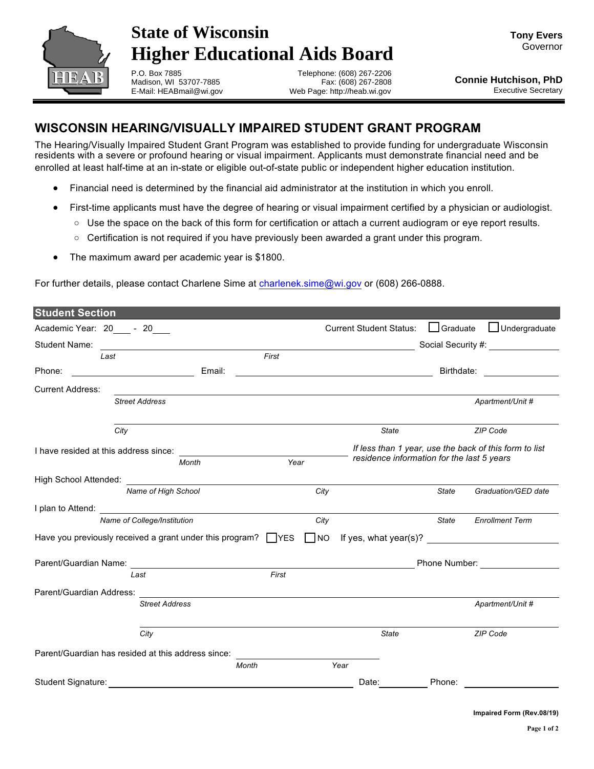# State of Wisconsin
# Higher Educational Aids Board

P.O. Box 7885
Madison, WI 53707-7885
E-Mail: HEABmail@wi.gov

Telephone: (608) 267-2206
Fax: (608) 267-2808
Web Page: http://heab.wi.gov

**Tony Evers**
Governor

**Connie Hutchison, PhD**
Executive Secretary

## WISCONSIN HEARING/VISUALLY IMPAIRED STUDENT GRANT PROGRAM

The Hearing/Visually Impaired Student Grant Program was established to provide funding for undergraduate Wisconsin residents with a severe or profound hearing or visual impairment. Applicants must demonstrate financial need and be enrolled at least half-time at an in-state or eligible out-of-state public or independent higher education institution.

- Financial need is determined by the financial aid administrator at the institution in which you enroll.
- First-time applicants must have the degree of hearing or visual impairment certified by a physician or audiologist.
  - Use the space on the back of this form for certification or attach a current audiogram or eye report results.
  - Certification is not required if you have previously been awarded a grant under this program.
- The maximum award per academic year is $1800.

For further details, please contact Charlene Sime at charlenek.sime@wi.gov or (608) 266-0888.

### Student Section

Academic Year: 20____ - 20____     Current Student Status: ☐ Graduate ☐ Undergraduate

Student Name: ______________________________ Social Security #: ____________
*Last*     *First*

Phone: ______________ Email: ______________________ Birthdate: ____________

Current Address: ____________________________________________
*Street Address*     *Apartment/Unit #*

____________________________________________
*City*     *State*     *ZIP Code*

I have resided at this address since: ______________________
*Month*     *Year*

*If less than 1 year, use the back of this form to list residence information for the last 5 years*

High School Attended: ____________________________________________
*Name of High School*     *City*     *State*     *Graduation/GED date*

I plan to Attend: ____________________________________________
*Name of College/Institution*     *City*     *State*     *Enrollment Term*

Have you previously received a grant under this program? ☐ YES ☐ NO If yes, what year(s)? ______________

Parent/Guardian Name: ______________________________ Phone Number: ____________
*Last*     *First*

Parent/Guardian Address: ____________________________________________
*Street Address*     *Apartment/Unit #*

____________________________________________
*City*     *State*     *ZIP Code*

Parent/Guardian has resided at this address since: ______________________
*Month*     *Year*

Student Signature: ______________________________ Date: __________ Phone: ____________

Impaired Form (Rev.08/19)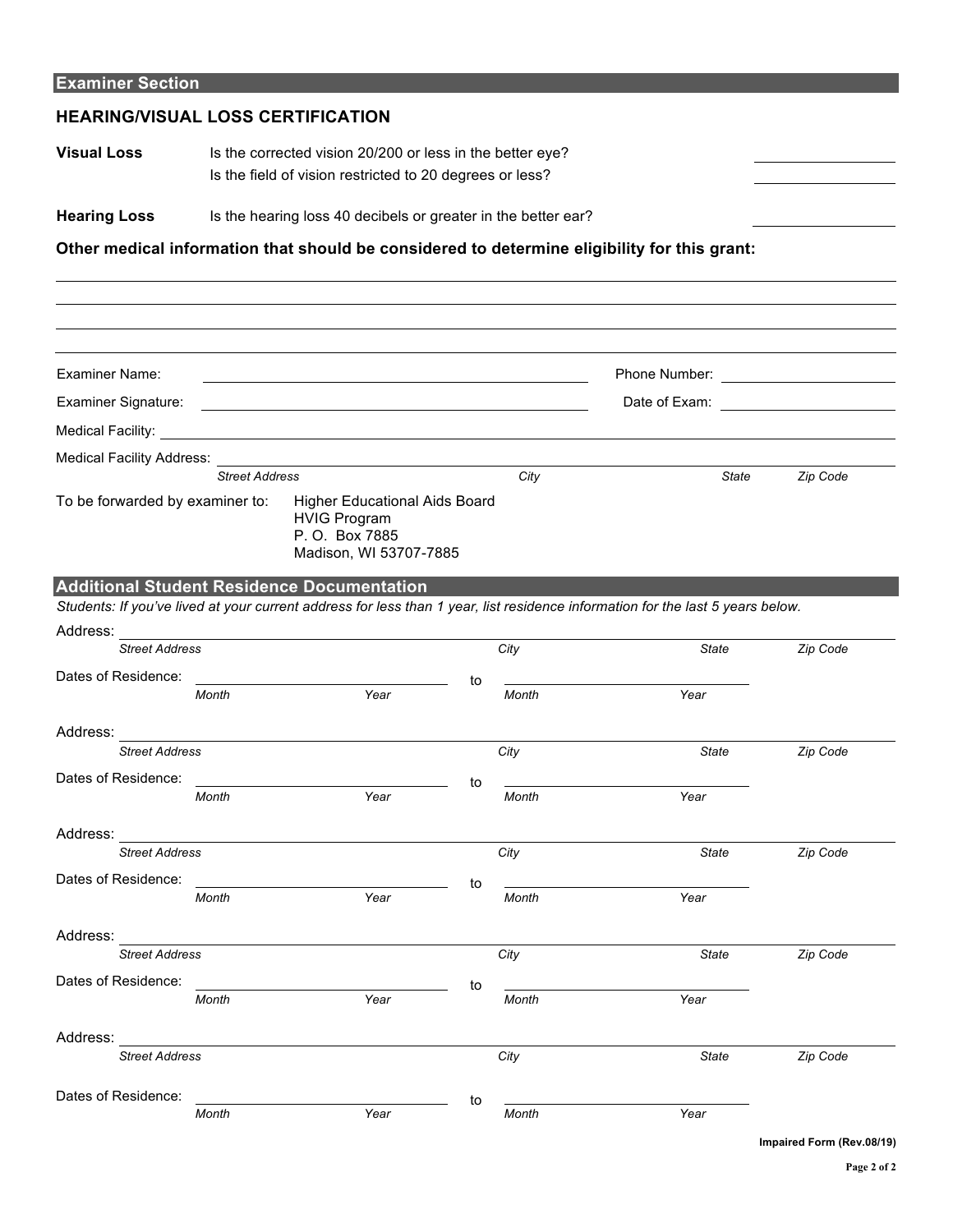## Examiner Section

### HEARING/VISUAL LOSS CERTIFICATION

**Visual Loss** Is the corrected vision 20/200 or less in the better eye? ____________

Is the field of vision restricted to 20 degrees or less? ____________

**Hearing Loss** Is the hearing loss 40 decibels or greater in the better ear? ____________

**Other medical information that should be considered to determine eligibility for this grant:**

______________________________________________________________________

______________________________________________________________________

______________________________________________________________________

______________________________________________________________________

Examiner Name: ______________________________ Phone Number: ______________

Examiner Signature: ______________________________ Date of Exam: ______________

Medical Facility: ______________________________________________________

Medical Facility Address: ______________________________________________

*Street Address* *City* *State* *Zip Code*

To be forwarded by examiner to:

Higher Educational Aids Board
HVIG Program
P. O. Box 7885
Madison, WI 53707-7885

## Additional Student Residence Documentation

*Students: If you've lived at your current address for less than 1 year, list residence information for the last 5 years below.*

Address: ______________________________________________________

*Street Address* *City* *State* *Zip Code*

Dates of Residence: ______________ to ______________

*Month* *Year* *Month* *Year*

Address: ______________________________________________________

*Street Address* *City* *State* *Zip Code*

Dates of Residence: ______________ to ______________

*Month* *Year* *Month* *Year*

Address: ______________________________________________________

*Street Address* *City* *State* *Zip Code*

Dates of Residence: ______________ to ______________

*Month* *Year* *Month* *Year*

Address: ______________________________________________________

*Street Address* *City* *State* *Zip Code*

Dates of Residence: ______________ to ______________

*Month* *Year* *Month* *Year*

Address: ______________________________________________________

*Street Address* *City* *State* *Zip Code*

Dates of Residence: ______________ to ______________

*Month* *Year* *Month* *Year*

**Impaired Form (Rev.08/19)**